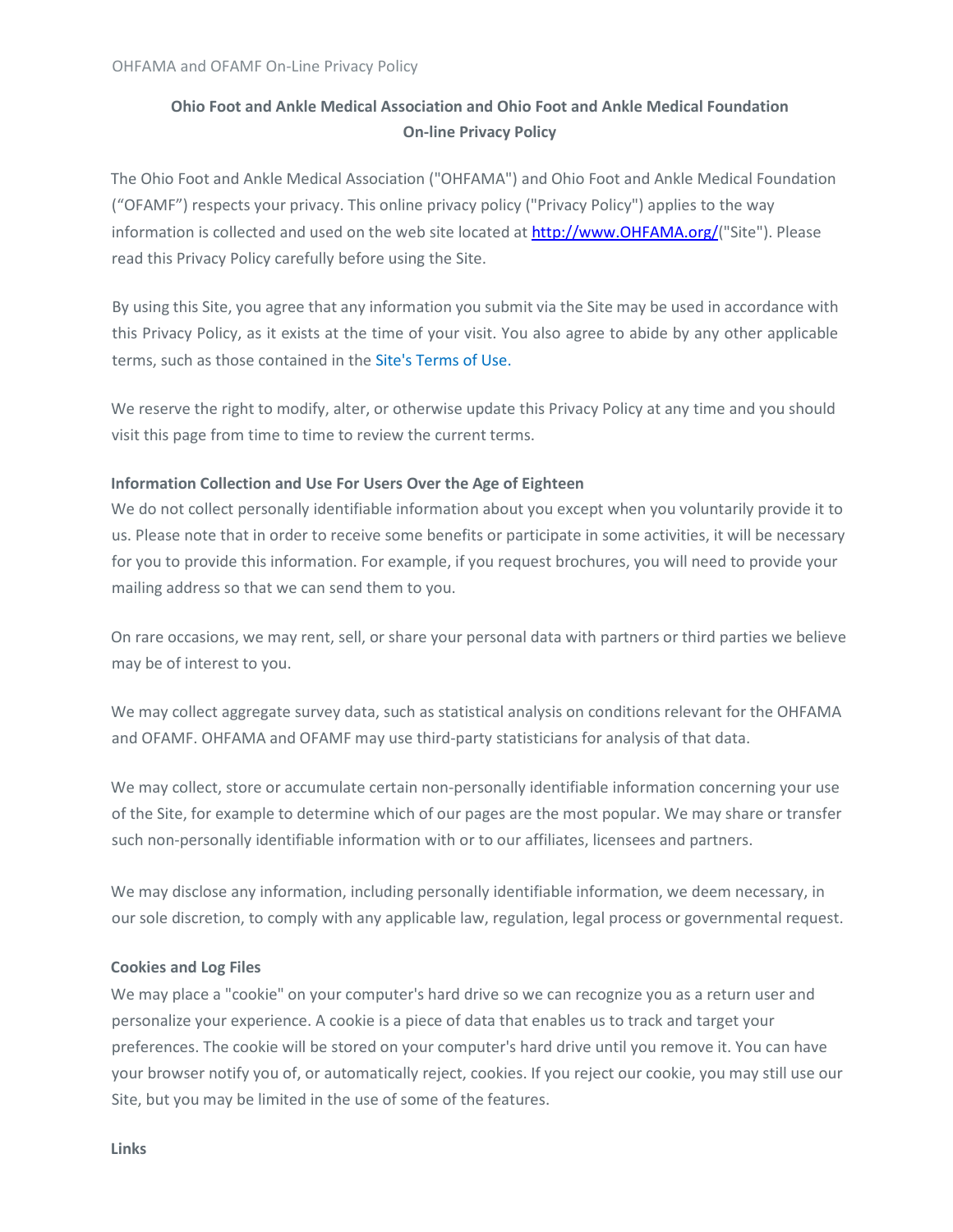# Ohio Foot and Ankle Medical Association and Ohio Foot and Ankle Medical Foundation On-line Privacy Policy

The Ohio Foot and Ankle Medical Association ("OHFAMA") and Ohio Foot and Ankle Medical Foundation ("OFAMF") respects your privacy. This online privacy policy ("Privacy Policy") applies to the way information is collected and used on the web site located at [http://www.OHFAMA.org/](http://www.OHFAMA.org/)("Site"). Please read this Privacy Policy carefully before using the Site.

By using this Site, you agree that any information you submit via the Site may be used in accordance with this Privacy Policy, as it exists at the time of your visit. You also agree to abide by any other applicable terms, such as those contained in the Site's Terms of Use.

We reserve the right to modify, alter, or otherwise update this Privacy Policy at any time and you should visit this page from time to time to review the current terms.

**Information Collection and Use For Users Over the Age of Eighteen**

We do not collect personally identifiable information about you except when you voluntarily provide it to us. Please note that in order to receive some benefits or participate in some activities, it will be necessary for you to provide this information. For example, if you request brochures, you will need to provide your mailing address so that we can send them to you.

On rare occasions, we may rent, sell, or share your personal data with partners or third parties we believe may be of interest to you.

We may collect aggregate survey data, such as statistical analysis on conditions relevant for the OHFAMA and OFAMF. OHFAMA and OFAMF may use third-party statisticians for analysis of that data.

We may collect, store or accumulate certain non-personally identifiable information concerning your use of the Site, for example to determine which of our pages are the most popular. We may share or transfer such non-personally identifiable information with or to our affiliates, licensees and partners.

We may disclose any information, including personally identifiable information, we deem necessary, in our sole discretion, to comply with any applicable law, regulation, legal process or governmental request.

**Cookies and Log Files**

We may place a "cookie" on your computer's hard drive so we can recognize you as a return user and personalize your experience. A cookie is a piece of data that enables us to track and target your preferences. The cookie will be stored on your computer's hard drive until you remove it. You can have your browser notify you of, or automatically reject, cookies. If you reject our cookie, you may still use our Site, but you may be limited in the use of some of the features.

**Links**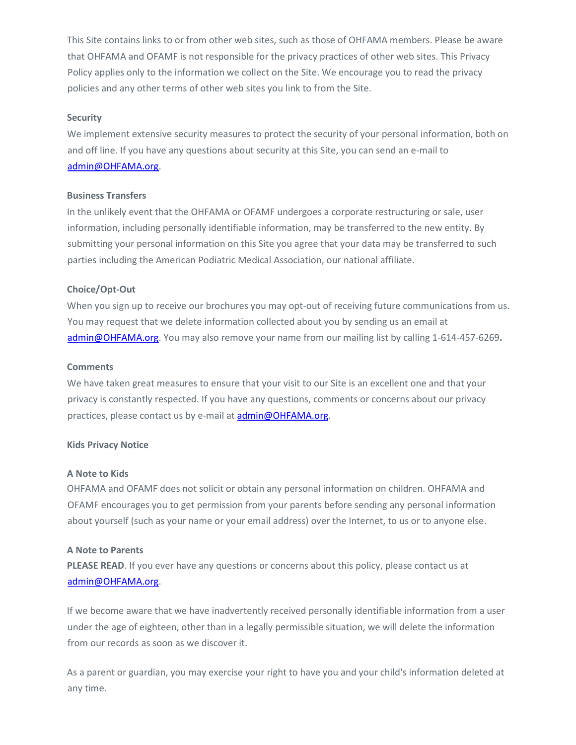This Site contains links to or from other web sites, such as those of OHFAMA members. Please be aware that OHFAMA and OFAMF is not responsible for the privacy practices of other web sites. This Privacy Policy applies only to the information we collect on the Site. We encourage you to read the privacy policies and any other terms of other web sites you link to from the Site.

**Security**

We implement extensive security measures to protect the security of your personal information, both on and off line. If you have any questions about security at this Site, you can send an e-mail to admin@OHFAMA.org.

**Business Transfers**

In the unlikely event that the OHFAMA or OFAMF undergoes a corporate restructuring or sale, user information, including personally identifiable information, may be transferred to the new entity. By submitting your personal information on this Site you agree that your data may be transferred to such parties including the American Podiatric Medical Association, our national affiliate.

**Choice/Opt-Out**

When you sign up to receive our brochures you may opt-out of receiving future communications from us. You may request that we delete information collected about you by sending us an email at admin@OHFAMA.org. You may also remove your name from our mailing list by calling 1-614-457-6269**.**

**Comments**

We have taken great measures to ensure that your visit to our Site is an excellent one and that your privacy is constantly respected. If you have any questions, comments or concerns about our privacy practices, please contact us by e-mail at admin@OHFAMA.org.

**Kids Privacy Notice**

**A Note to Kids**

OHFAMA and OFAMF does not solicit or obtain any personal information on children. OHFAMA and OFAMF encourages you to get permission from your parents before sending any personal information about yourself (such as your name or your email address) over the Internet, to us or to anyone else.

**A Note to Parents**

**PLEASE READ**. If you ever have any questions or concerns about this policy, please contact us at admin@OHFAMA.org.

If we become aware that we have inadvertently received personally identifiable information from a user under the age of eighteen, other than in a legally permissible situation, we will delete the information from our records as soon as we discover it.

As a parent or guardian, you may exercise your right to have you and your child's information deleted at any time.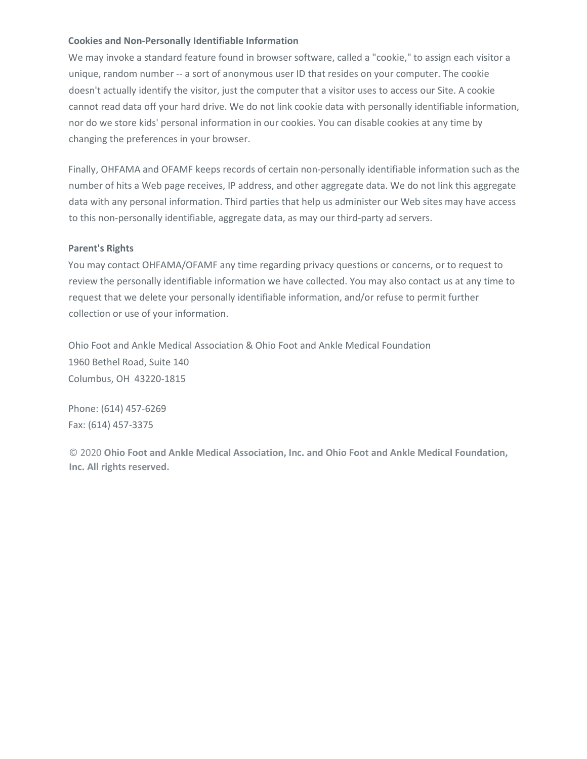**Cookies and Non-Personally Identifiable Information**

We may invoke a standard feature found in browser software, called a "cookie," to assign each visitor a unique, random number -- a sort of anonymous user ID that resides on your computer. The cookie doesn't actually identify the visitor, just the computer that a visitor uses to access our Site. A cookie cannot read data off your hard drive. We do not link cookie data with personally identifiable information, nor do we store kids' personal information in our cookies. You can disable cookies at any time by changing the preferences in your browser.

Finally, OHFAMA and OFAMF keeps records of certain non-personally identifiable information such as the number of hits a Web page receives, IP address, and other aggregate data. We do not link this aggregate data with any personal information. Third parties that help us administer our Web sites may have access to this non-personally identifiable, aggregate data, as may our third-party ad servers.

**Parent's Rights**

You may contact OHFAMA/OFAMF any time regarding privacy questions or concerns, or to request to review the personally identifiable information we have collected. You may also contact us at any time to request that we delete your personally identifiable information, and/or refuse to permit further collection or use of your information.

Ohio Foot and Ankle Medical Association & Ohio Foot and Ankle Medical Foundation
1960 Bethel Road, Suite 140
Columbus, OH 43220-1815

Phone: (614) 457-6269
Fax: (614) 457-3375

© 2020 **Ohio Foot and Ankle Medical Association, Inc. and Ohio Foot and Ankle Medical Foundation, Inc. All rights reserved.**